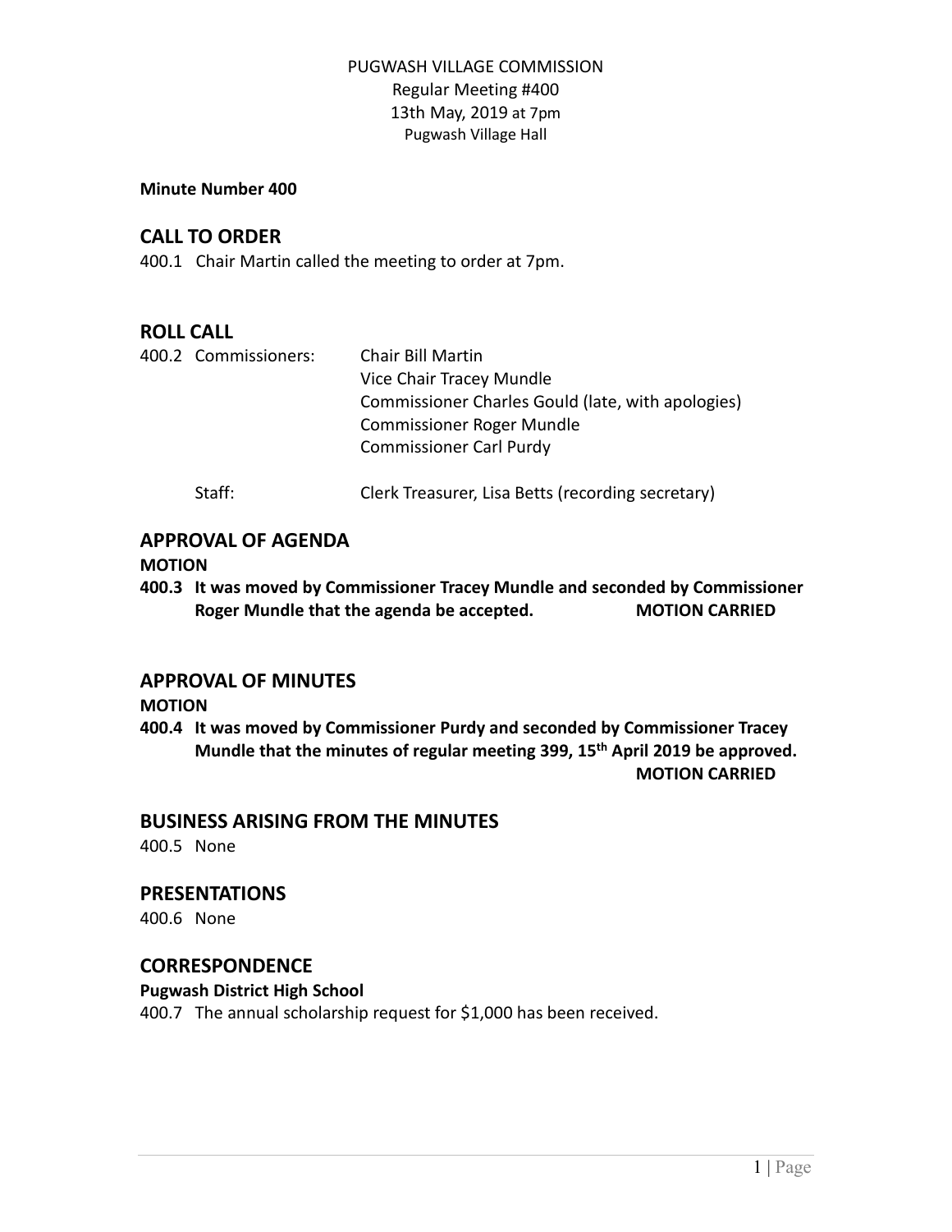PUGWASH VILLAGE COMMISSION
Regular Meeting #400
13th May, 2019 at 7pm
Pugwash Village Hall

**Minute Number 400**

## CALL TO ORDER

400.1 Chair Martin called the meeting to order at 7pm.

## ROLL CALL

400.2 Commissioners: Chair Bill Martin
Vice Chair Tracey Mundle
Commissioner Charles Gould (late, with apologies)
Commissioner Roger Mundle
Commissioner Carl Purdy

Staff: Clerk Treasurer, Lisa Betts (recording secretary)

## APPROVAL OF AGENDA

**MOTION**

**400.3 It was moved by Commissioner Tracey Mundle and seconded by Commissioner Roger Mundle that the agenda be accepted. MOTION CARRIED**

## APPROVAL OF MINUTES

**MOTION**

**400.4 It was moved by Commissioner Purdy and seconded by Commissioner Tracey Mundle that the minutes of regular meeting 399, 15th April 2019 be approved. MOTION CARRIED**

## BUSINESS ARISING FROM THE MINUTES

400.5 None

## PRESENTATIONS

400.6 None

## CORRESPONDENCE

**Pugwash District High School**

400.7 The annual scholarship request for $1,000 has been received.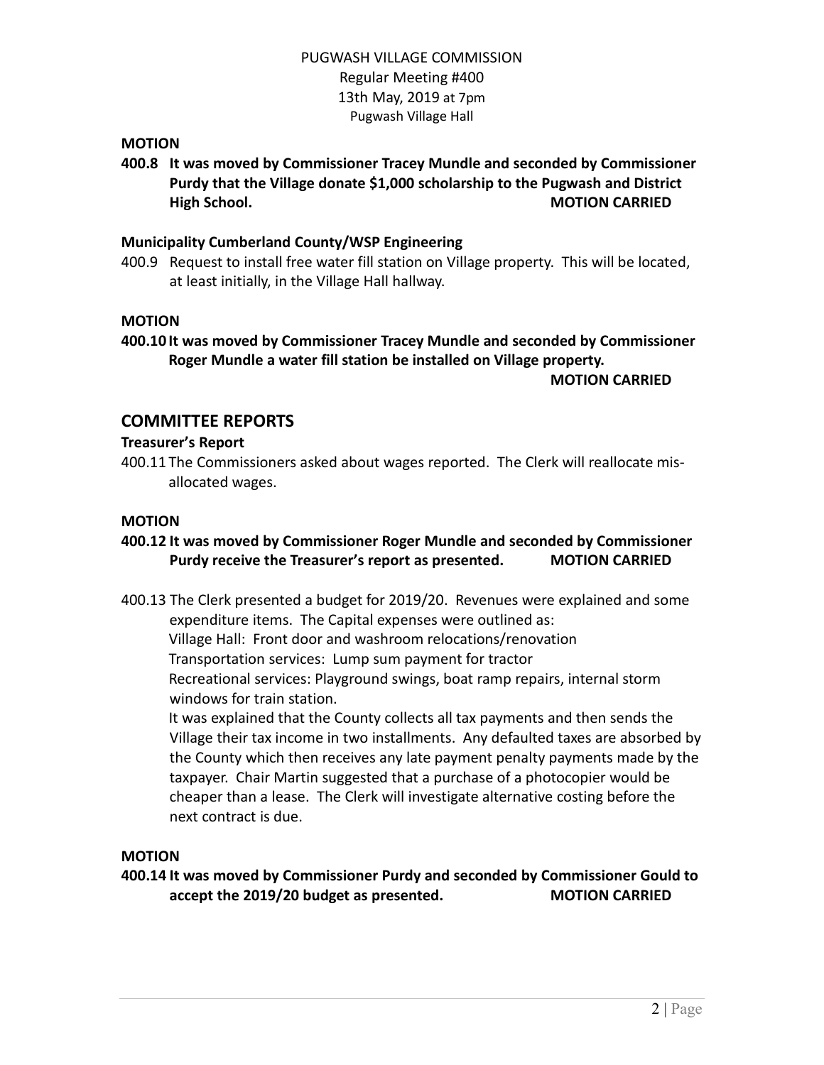PUGWASH VILLAGE COMMISSION
Regular Meeting #400
13th May, 2019 at 7pm
Pugwash Village Hall

**MOTION**

**400.8 It was moved by Commissioner Tracey Mundle and seconded by Commissioner Purdy that the Village donate $1,000 scholarship to the Pugwash and District High School. MOTION CARRIED**

**Municipality Cumberland County/WSP Engineering**

400.9 Request to install free water fill station on Village property. This will be located, at least initially, in the Village Hall hallway.

**MOTION**

**400.10 It was moved by Commissioner Tracey Mundle and seconded by Commissioner Roger Mundle a water fill station be installed on Village property.**
**MOTION CARRIED**

## COMMITTEE REPORTS

**Treasurer's Report**

400.11 The Commissioners asked about wages reported. The Clerk will reallocate mis-allocated wages.

**MOTION**

**400.12 It was moved by Commissioner Roger Mundle and seconded by Commissioner Purdy receive the Treasurer's report as presented. MOTION CARRIED**

400.13 The Clerk presented a budget for 2019/20. Revenues were explained and some expenditure items. The Capital expenses were outlined as:
Village Hall: Front door and washroom relocations/renovation
Transportation services: Lump sum payment for tractor
Recreational services: Playground swings, boat ramp repairs, internal storm windows for train station.
It was explained that the County collects all tax payments and then sends the Village their tax income in two installments. Any defaulted taxes are absorbed by the County which then receives any late payment penalty payments made by the taxpayer. Chair Martin suggested that a purchase of a photocopier would be cheaper than a lease. The Clerk will investigate alternative costing before the next contract is due.

**MOTION**

**400.14 It was moved by Commissioner Purdy and seconded by Commissioner Gould to accept the 2019/20 budget as presented. MOTION CARRIED**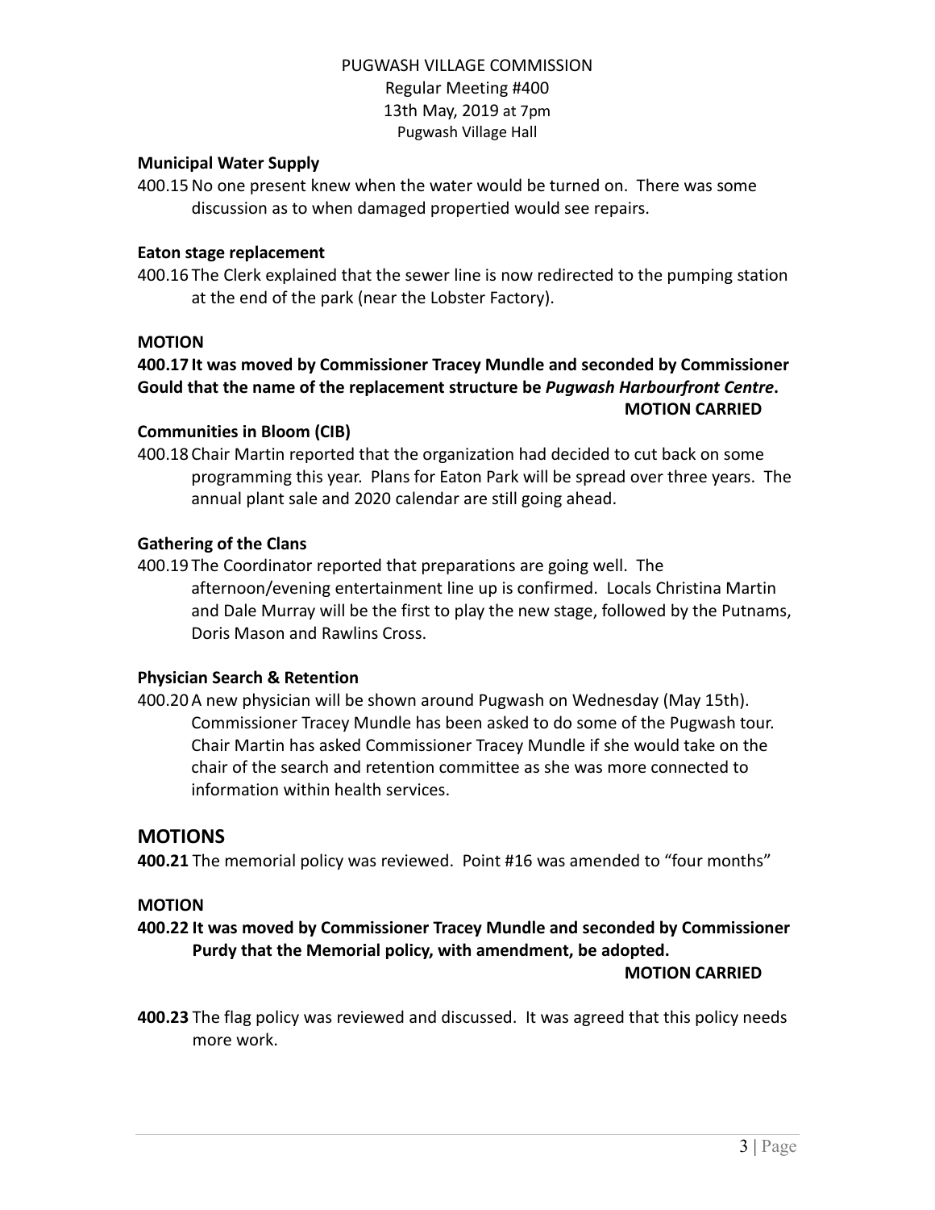PUGWASH VILLAGE COMMISSION
Regular Meeting #400
13th May, 2019 at 7pm
Pugwash Village Hall

**Municipal Water Supply**

400.15 No one present knew when the water would be turned on. There was some discussion as to when damaged propertied would see repairs.

**Eaton stage replacement**

400.16 The Clerk explained that the sewer line is now redirected to the pumping station at the end of the park (near the Lobster Factory).

**MOTION**

**400.17 It was moved by Commissioner Tracey Mundle and seconded by Commissioner Gould that the name of the replacement structure be *Pugwash Harbourfront Centre*.**

**MOTION CARRIED**

**Communities in Bloom (CIB)**

400.18 Chair Martin reported that the organization had decided to cut back on some programming this year. Plans for Eaton Park will be spread over three years. The annual plant sale and 2020 calendar are still going ahead.

**Gathering of the Clans**

400.19 The Coordinator reported that preparations are going well. The afternoon/evening entertainment line up is confirmed. Locals Christina Martin and Dale Murray will be the first to play the new stage, followed by the Putnams, Doris Mason and Rawlins Cross.

**Physician Search & Retention**

400.20 A new physician will be shown around Pugwash on Wednesday (May 15th). Commissioner Tracey Mundle has been asked to do some of the Pugwash tour. Chair Martin has asked Commissioner Tracey Mundle if she would take on the chair of the search and retention committee as she was more connected to information within health services.

## MOTIONS

**400.21** The memorial policy was reviewed. Point #16 was amended to "four months"

**MOTION**

**400.22 It was moved by Commissioner Tracey Mundle and seconded by Commissioner Purdy that the Memorial policy, with amendment, be adopted.**

**MOTION CARRIED**

**400.23** The flag policy was reviewed and discussed. It was agreed that this policy needs more work.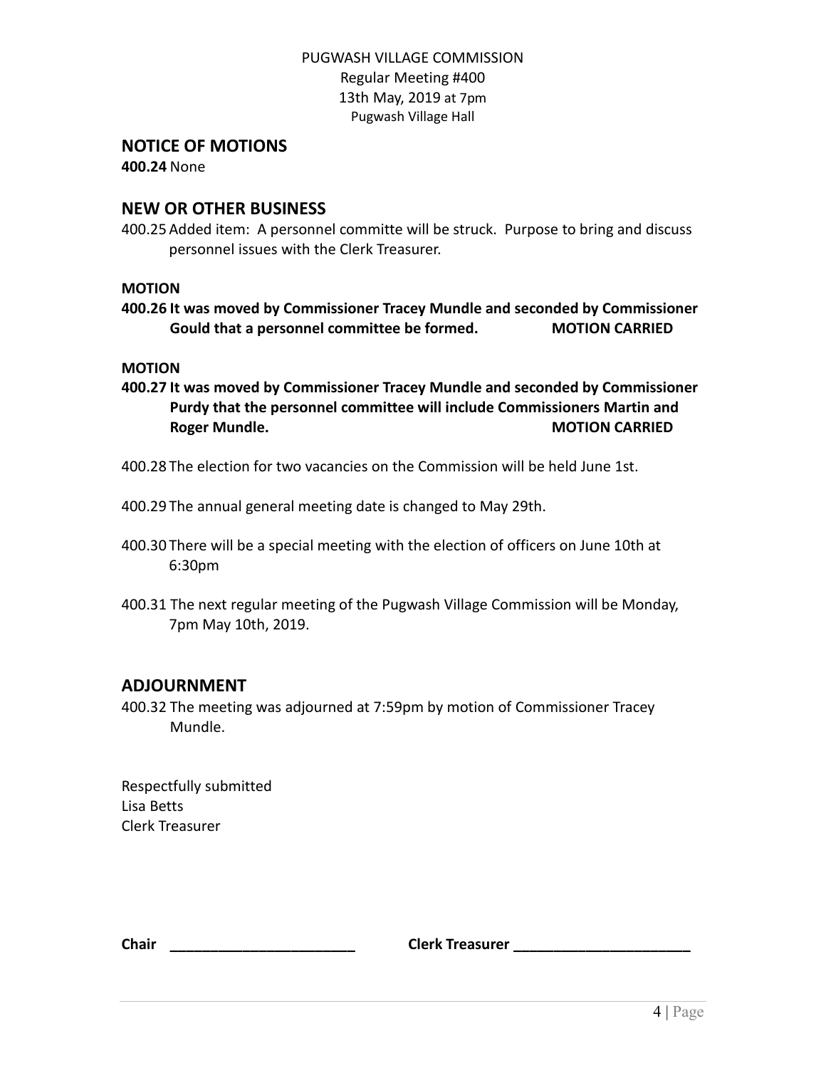PUGWASH VILLAGE COMMISSION
Regular Meeting #400
13th May, 2019 at 7pm
Pugwash Village Hall

## NOTICE OF MOTIONS

**400.24** None

## NEW OR OTHER BUSINESS

400.25 Added item: A personnel committe will be struck. Purpose to bring and discuss personnel issues with the Clerk Treasurer.

**MOTION**

**400.26 It was moved by Commissioner Tracey Mundle and seconded by Commissioner Gould that a personnel committee be formed. MOTION CARRIED**

**MOTION**

**400.27 It was moved by Commissioner Tracey Mundle and seconded by Commissioner Purdy that the personnel committee will include Commissioners Martin and Roger Mundle. MOTION CARRIED**

400.28 The election for two vacancies on the Commission will be held June 1st.

400.29 The annual general meeting date is changed to May 29th.

400.30 There will be a special meeting with the election of officers on June 10th at 6:30pm

400.31 The next regular meeting of the Pugwash Village Commission will be Monday, 7pm May 10th, 2019.

## ADJOURNMENT

400.32 The meeting was adjourned at 7:59pm by motion of Commissioner Tracey Mundle.

Respectfully submitted
Lisa Betts
Clerk Treasurer

**Chair** ________________________ **Clerk Treasurer** ______________________